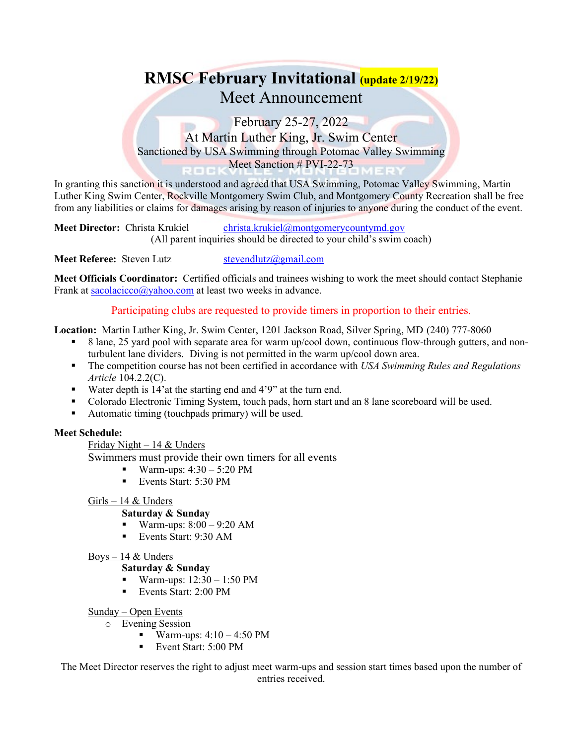# RMSC February Invitational (update 2/19/22)

## Meet Announcement

February 25-27, 2022
At Martin Luther King, Jr. Swim Center
Sanctioned by USA Swimming through Potomac Valley Swimming
Meet Sanction # PVI-22-73

In granting this sanction it is understood and agreed that USA Swimming, Potomac Valley Swimming, Martin Luther King Swim Center, Rockville Montgomery Swim Club, and Montgomery County Recreation shall be free from any liabilities or claims for damages arising by reason of injuries to anyone during the conduct of the event.

**Meet Director:** Christa Krukiel christa.krukiel@montgomerycountymd.gov
(All parent inquiries should be directed to your child's swim coach)

**Meet Referee:** Steven Lutz stevendlutz@gmail.com

**Meet Officials Coordinator:** Certified officials and trainees wishing to work the meet should contact Stephanie Frank at sacolacicco@yahoo.com at least two weeks in advance.

Participating clubs are requested to provide timers in proportion to their entries.

**Location:** Martin Luther King, Jr. Swim Center, 1201 Jackson Road, Silver Spring, MD (240) 777-8060

- 8 lane, 25 yard pool with separate area for warm up/cool down, continuous flow-through gutters, and non-turbulent lane dividers. Diving is not permitted in the warm up/cool down area.
- The competition course has not been certified in accordance with *USA Swimming Rules and Regulations Article* 104.2.2(C).
- Water depth is 14'at the starting end and 4'9" at the turn end.
- Colorado Electronic Timing System, touch pads, horn start and an 8 lane scoreboard will be used.
- Automatic timing (touchpads primary) will be used.

**Meet Schedule:**

Friday Night – 14 & Unders

Swimmers must provide their own timers for all events

- Warm-ups: 4:30 – 5:20 PM
- Events Start: 5:30 PM

Girls – 14 & Unders

**Saturday & Sunday**

- Warm-ups: 8:00 – 9:20 AM
- Events Start: 9:30 AM

Boys – 14 & Unders

**Saturday & Sunday**

- Warm-ups: 12:30 – 1:50 PM
- Events Start: 2:00 PM

Sunday – Open Events

- Evening Session
  - Warm-ups: 4:10 – 4:50 PM
  - Event Start: 5:00 PM

The Meet Director reserves the right to adjust meet warm-ups and session start times based upon the number of entries received.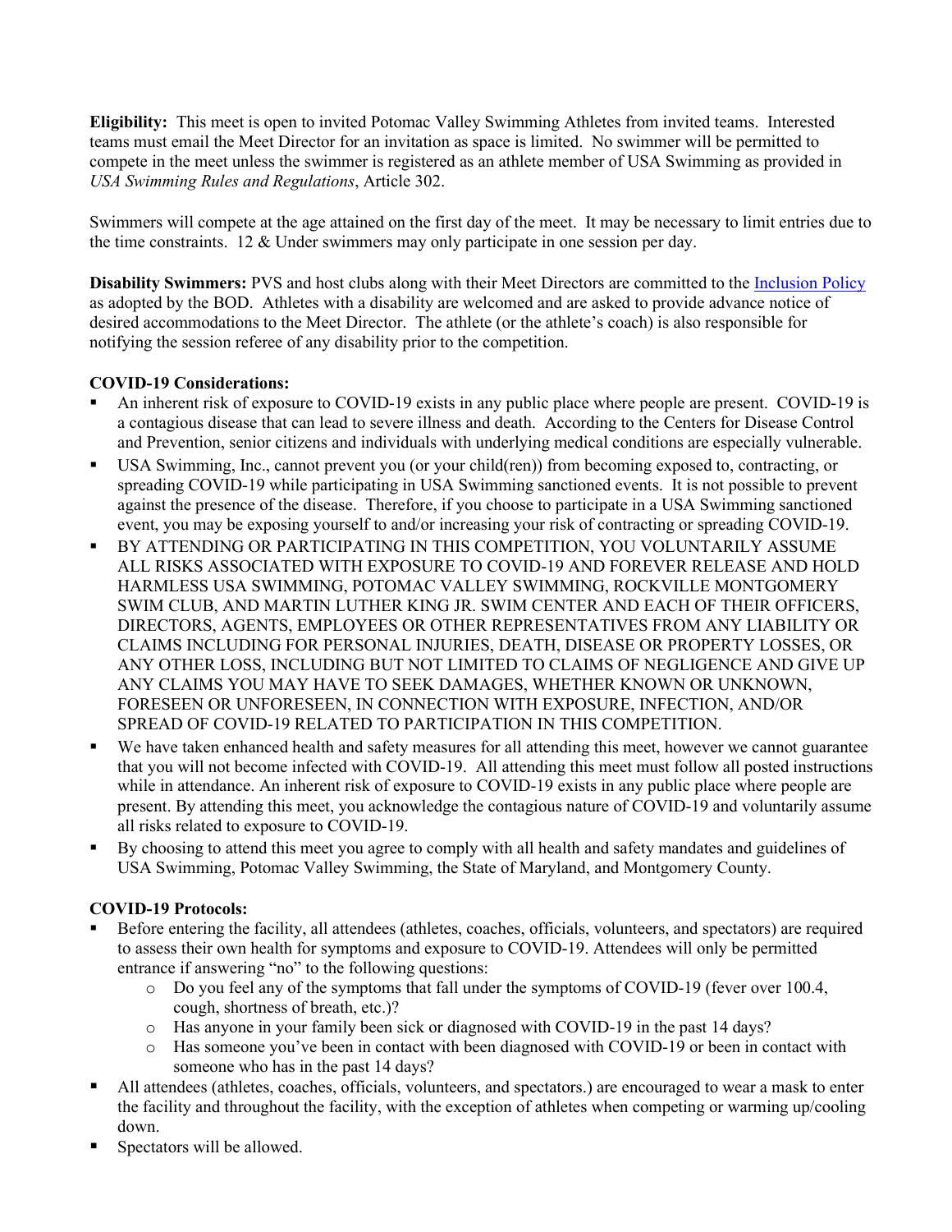**Eligibility:** This meet is open to invited Potomac Valley Swimming Athletes from invited teams. Interested teams must email the Meet Director for an invitation as space is limited. No swimmer will be permitted to compete in the meet unless the swimmer is registered as an athlete member of USA Swimming as provided in *USA Swimming Rules and Regulations*, Article 302.

Swimmers will compete at the age attained on the first day of the meet. It may be necessary to limit entries due to the time constraints. 12 & Under swimmers may only participate in one session per day.

**Disability Swimmers:** PVS and host clubs along with their Meet Directors are committed to the Inclusion Policy as adopted by the BOD. Athletes with a disability are welcomed and are asked to provide advance notice of desired accommodations to the Meet Director. The athlete (or the athlete's coach) is also responsible for notifying the session referee of any disability prior to the competition.

**COVID-19 Considerations:**

- An inherent risk of exposure to COVID-19 exists in any public place where people are present. COVID-19 is a contagious disease that can lead to severe illness and death. According to the Centers for Disease Control and Prevention, senior citizens and individuals with underlying medical conditions are especially vulnerable.
- USA Swimming, Inc., cannot prevent you (or your child(ren)) from becoming exposed to, contracting, or spreading COVID-19 while participating in USA Swimming sanctioned events. It is not possible to prevent against the presence of the disease. Therefore, if you choose to participate in a USA Swimming sanctioned event, you may be exposing yourself to and/or increasing your risk of contracting or spreading COVID-19.
- BY ATTENDING OR PARTICIPATING IN THIS COMPETITION, YOU VOLUNTARILY ASSUME ALL RISKS ASSOCIATED WITH EXPOSURE TO COVID-19 AND FOREVER RELEASE AND HOLD HARMLESS USA SWIMMING, POTOMAC VALLEY SWIMMING, ROCKVILLE MONTGOMERY SWIM CLUB, AND MARTIN LUTHER KING JR. SWIM CENTER AND EACH OF THEIR OFFICERS, DIRECTORS, AGENTS, EMPLOYEES OR OTHER REPRESENTATIVES FROM ANY LIABILITY OR CLAIMS INCLUDING FOR PERSONAL INJURIES, DEATH, DISEASE OR PROPERTY LOSSES, OR ANY OTHER LOSS, INCLUDING BUT NOT LIMITED TO CLAIMS OF NEGLIGENCE AND GIVE UP ANY CLAIMS YOU MAY HAVE TO SEEK DAMAGES, WHETHER KNOWN OR UNKNOWN, FORESEEN OR UNFORESEEN, IN CONNECTION WITH EXPOSURE, INFECTION, AND/OR SPREAD OF COVID-19 RELATED TO PARTICIPATION IN THIS COMPETITION.
- We have taken enhanced health and safety measures for all attending this meet, however we cannot guarantee that you will not become infected with COVID-19. All attending this meet must follow all posted instructions while in attendance. An inherent risk of exposure to COVID-19 exists in any public place where people are present. By attending this meet, you acknowledge the contagious nature of COVID-19 and voluntarily assume all risks related to exposure to COVID-19.
- By choosing to attend this meet you agree to comply with all health and safety mandates and guidelines of USA Swimming, Potomac Valley Swimming, the State of Maryland, and Montgomery County.

**COVID-19 Protocols:**

- Before entering the facility, all attendees (athletes, coaches, officials, volunteers, and spectators) are required to assess their own health for symptoms and exposure to COVID-19. Attendees will only be permitted entrance if answering "no" to the following questions:
  - Do you feel any of the symptoms that fall under the symptoms of COVID-19 (fever over 100.4, cough, shortness of breath, etc.)?
  - Has anyone in your family been sick or diagnosed with COVID-19 in the past 14 days?
  - Has someone you've been in contact with been diagnosed with COVID-19 or been in contact with someone who has in the past 14 days?
- All attendees (athletes, coaches, officials, volunteers, and spectators.) are encouraged to wear a mask to enter the facility and throughout the facility, with the exception of athletes when competing or warming up/cooling down.
- Spectators will be allowed.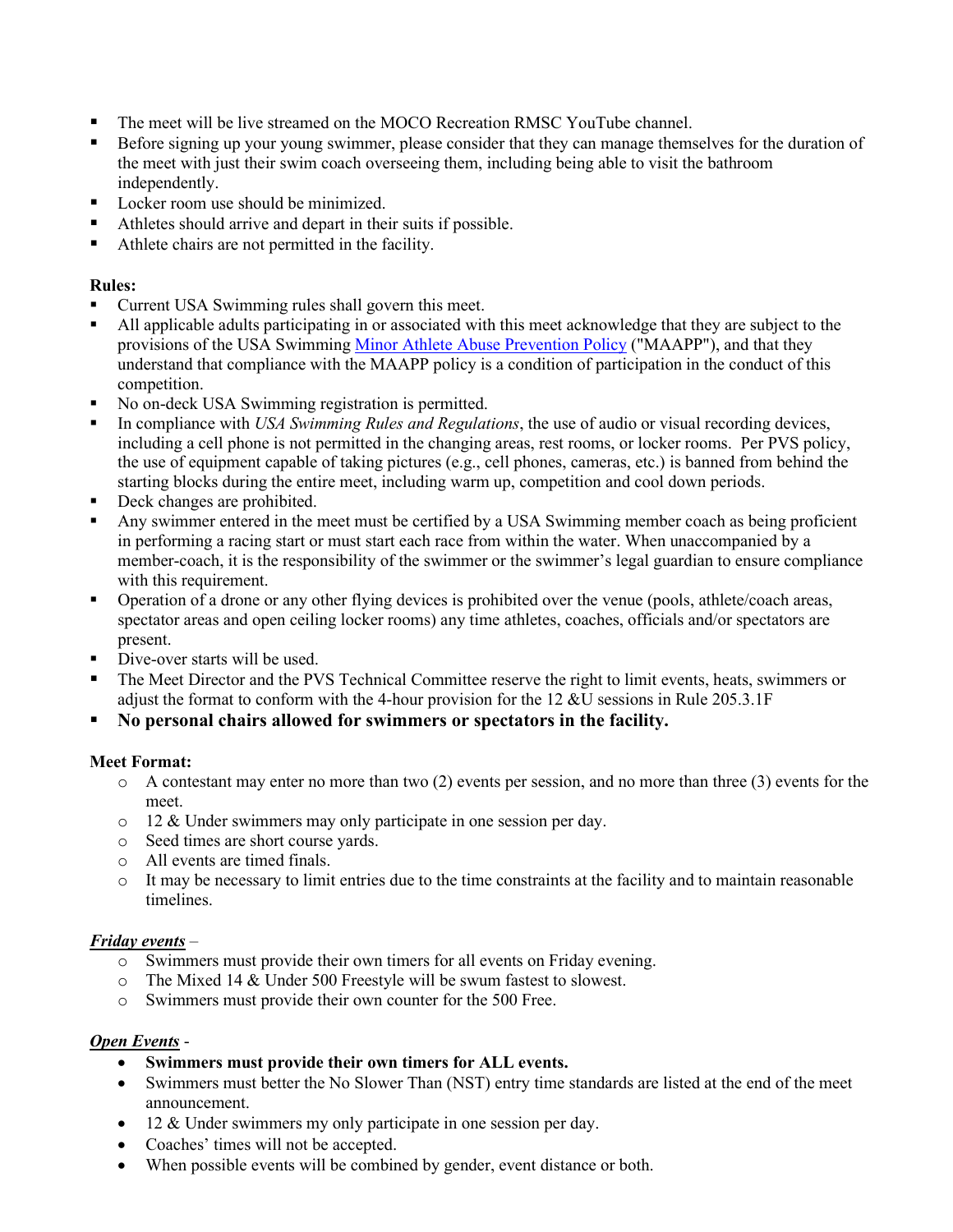- The meet will be live streamed on the MOCO Recreation RMSC YouTube channel.
- Before signing up your young swimmer, please consider that they can manage themselves for the duration of the meet with just their swim coach overseeing them, including being able to visit the bathroom independently.
- Locker room use should be minimized.
- Athletes should arrive and depart in their suits if possible.
- Athlete chairs are not permitted in the facility.

**Rules:**

- Current USA Swimming rules shall govern this meet.
- All applicable adults participating in or associated with this meet acknowledge that they are subject to the provisions of the USA Swimming Minor Athlete Abuse Prevention Policy ("MAAPP"), and that they understand that compliance with the MAAPP policy is a condition of participation in the conduct of this competition.
- No on-deck USA Swimming registration is permitted.
- In compliance with *USA Swimming Rules and Regulations*, the use of audio or visual recording devices, including a cell phone is not permitted in the changing areas, rest rooms, or locker rooms. Per PVS policy, the use of equipment capable of taking pictures (e.g., cell phones, cameras, etc.) is banned from behind the starting blocks during the entire meet, including warm up, competition and cool down periods.
- Deck changes are prohibited.
- Any swimmer entered in the meet must be certified by a USA Swimming member coach as being proficient in performing a racing start or must start each race from within the water. When unaccompanied by a member-coach, it is the responsibility of the swimmer or the swimmer's legal guardian to ensure compliance with this requirement.
- Operation of a drone or any other flying devices is prohibited over the venue (pools, athlete/coach areas, spectator areas and open ceiling locker rooms) any time athletes, coaches, officials and/or spectators are present.
- Dive-over starts will be used.
- The Meet Director and the PVS Technical Committee reserve the right to limit events, heats, swimmers or adjust the format to conform with the 4-hour provision for the 12 &U sessions in Rule 205.3.1F
- **No personal chairs allowed for swimmers or spectators in the facility.**

**Meet Format:**

- A contestant may enter no more than two (2) events per session, and no more than three (3) events for the meet.
- 12 & Under swimmers may only participate in one session per day.
- Seed times are short course yards.
- All events are timed finals.
- It may be necessary to limit entries due to the time constraints at the facility and to maintain reasonable timelines.

***Friday events*** –

- Swimmers must provide their own timers for all events on Friday evening.
- The Mixed 14 & Under 500 Freestyle will be swum fastest to slowest.
- Swimmers must provide their own counter for the 500 Free.

***Open Events*** -

- **Swimmers must provide their own timers for ALL events.**
- Swimmers must better the No Slower Than (NST) entry time standards are listed at the end of the meet announcement.
- 12 & Under swimmers my only participate in one session per day.
- Coaches' times will not be accepted.
- When possible events will be combined by gender, event distance or both.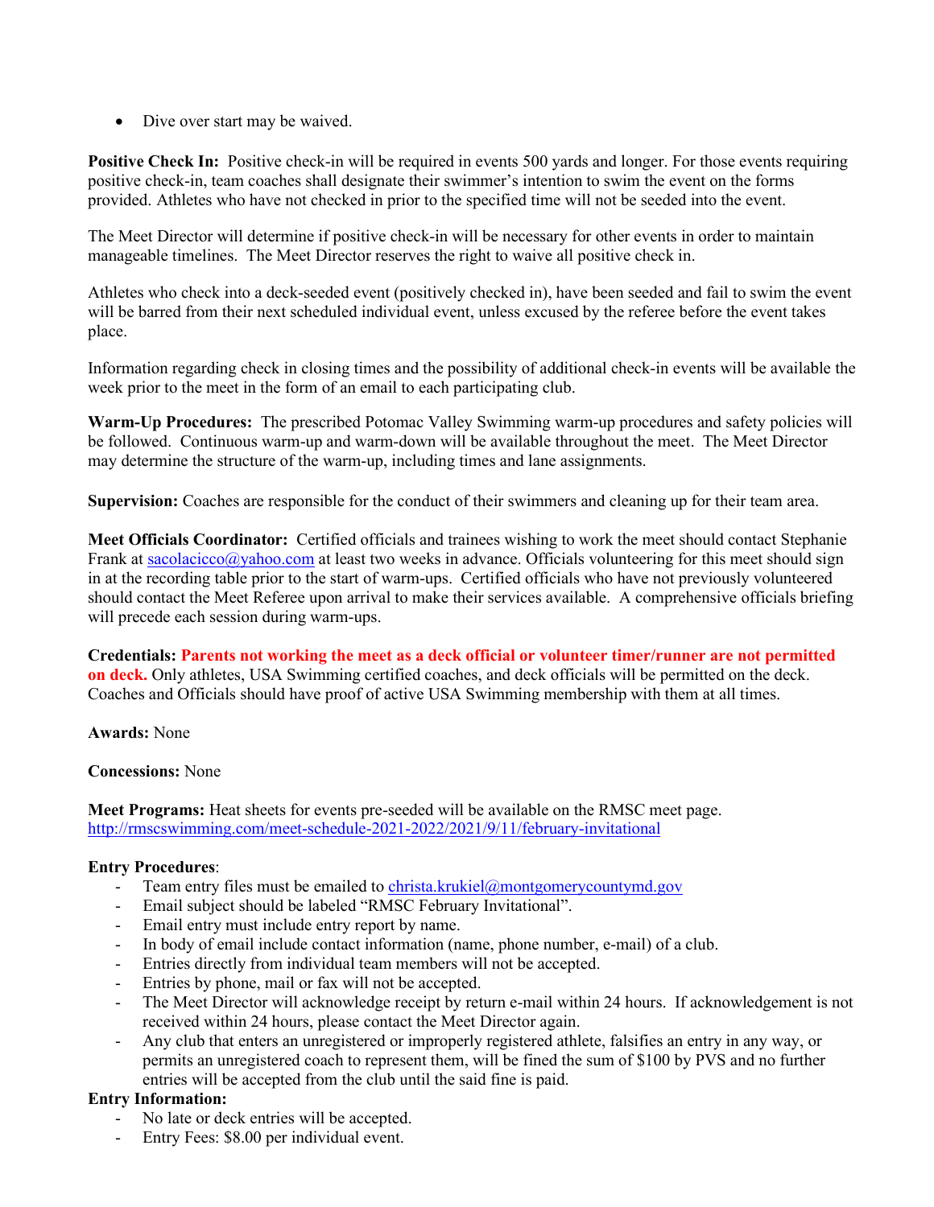- Dive over start may be waived.

**Positive Check In:** Positive check-in will be required in events 500 yards and longer. For those events requiring positive check-in, team coaches shall designate their swimmer's intention to swim the event on the forms provided. Athletes who have not checked in prior to the specified time will not be seeded into the event.

The Meet Director will determine if positive check-in will be necessary for other events in order to maintain manageable timelines. The Meet Director reserves the right to waive all positive check in.

Athletes who check into a deck-seeded event (positively checked in), have been seeded and fail to swim the event will be barred from their next scheduled individual event, unless excused by the referee before the event takes place.

Information regarding check in closing times and the possibility of additional check-in events will be available the week prior to the meet in the form of an email to each participating club.

**Warm-Up Procedures:** The prescribed Potomac Valley Swimming warm-up procedures and safety policies will be followed. Continuous warm-up and warm-down will be available throughout the meet. The Meet Director may determine the structure of the warm-up, including times and lane assignments.

**Supervision:** Coaches are responsible for the conduct of their swimmers and cleaning up for their team area.

**Meet Officials Coordinator:** Certified officials and trainees wishing to work the meet should contact Stephanie Frank at sacolacicco@yahoo.com at least two weeks in advance. Officials volunteering for this meet should sign in at the recording table prior to the start of warm-ups. Certified officials who have not previously volunteered should contact the Meet Referee upon arrival to make their services available. A comprehensive officials briefing will precede each session during warm-ups.

**Credentials: Parents not working the meet as a deck official or volunteer timer/runner are not permitted on deck.** Only athletes, USA Swimming certified coaches, and deck officials will be permitted on the deck. Coaches and Officials should have proof of active USA Swimming membership with them at all times.

**Awards:** None

**Concessions:** None

**Meet Programs:** Heat sheets for events pre-seeded will be available on the RMSC meet page. http://rmscswimming.com/meet-schedule-2021-2022/2021/9/11/february-invitational

**Entry Procedures**:

- Team entry files must be emailed to christa.krukiel@montgomerycountymd.gov
- Email subject should be labeled "RMSC February Invitational".
- Email entry must include entry report by name.
- In body of email include contact information (name, phone number, e-mail) of a club.
- Entries directly from individual team members will not be accepted.
- Entries by phone, mail or fax will not be accepted.
- The Meet Director will acknowledge receipt by return e-mail within 24 hours. If acknowledgement is not received within 24 hours, please contact the Meet Director again.
- Any club that enters an unregistered or improperly registered athlete, falsifies an entry in any way, or permits an unregistered coach to represent them, will be fined the sum of $100 by PVS and no further entries will be accepted from the club until the said fine is paid.

**Entry Information:**

- No late or deck entries will be accepted.
- Entry Fees: $8.00 per individual event.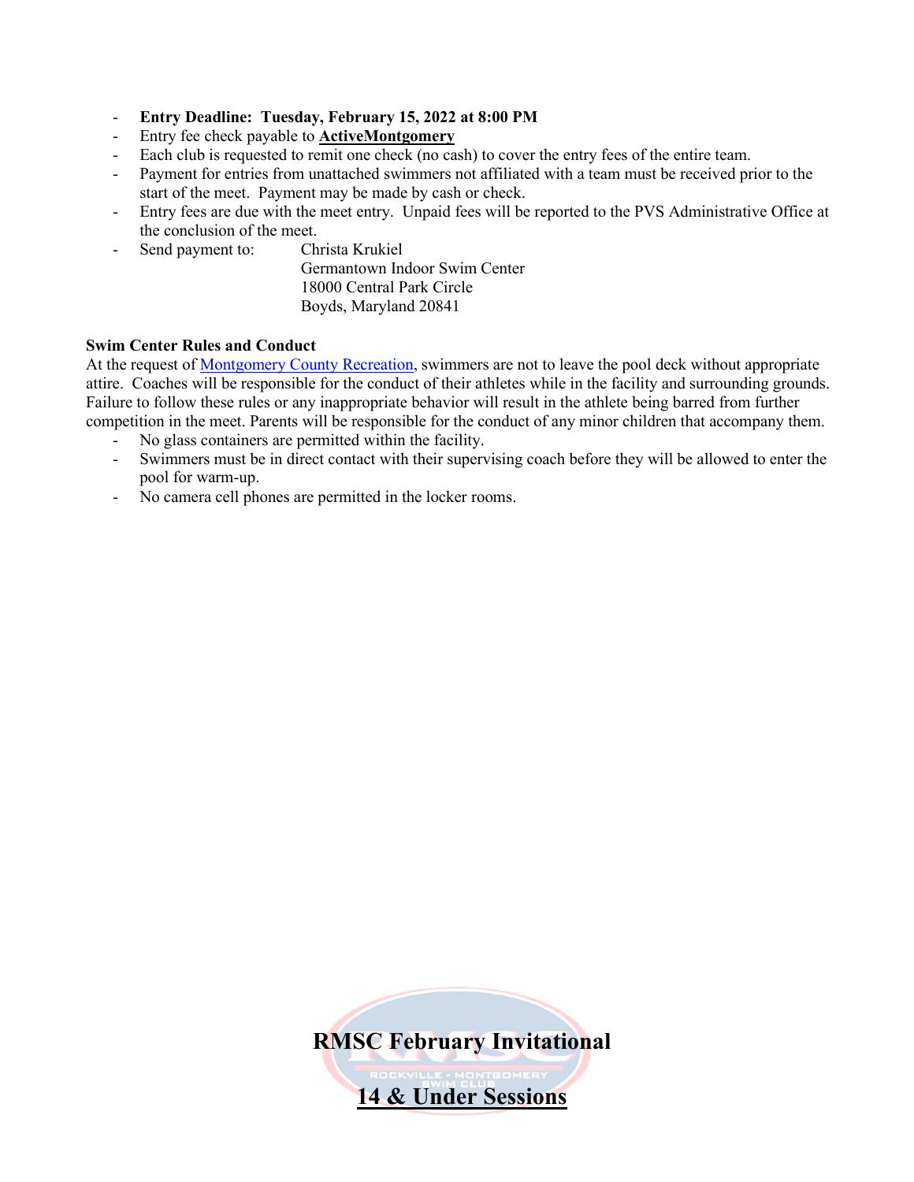- **Entry Deadline: Tuesday, February 15, 2022 at 8:00 PM**
- Entry fee check payable to **ActiveMontgomery**
- Each club is requested to remit one check (no cash) to cover the entry fees of the entire team.
- Payment for entries from unattached swimmers not affiliated with a team must be received prior to the start of the meet. Payment may be made by cash or check.
- Entry fees are due with the meet entry. Unpaid fees will be reported to the PVS Administrative Office at the conclusion of the meet.
- Send payment to: Christa Krukiel
  Germantown Indoor Swim Center
  18000 Central Park Circle
  Boyds, Maryland 20841

**Swim Center Rules and Conduct**

At the request of Montgomery County Recreation, swimmers are not to leave the pool deck without appropriate attire. Coaches will be responsible for the conduct of their athletes while in the facility and surrounding grounds. Failure to follow these rules or any inappropriate behavior will result in the athlete being barred from further competition in the meet. Parents will be responsible for the conduct of any minor children that accompany them.

- No glass containers are permitted within the facility.
- Swimmers must be in direct contact with their supervising coach before they will be allowed to enter the pool for warm-up.
- No camera cell phones are permitted in the locker rooms.

# RMSC February Invitational

## 14 & Under Sessions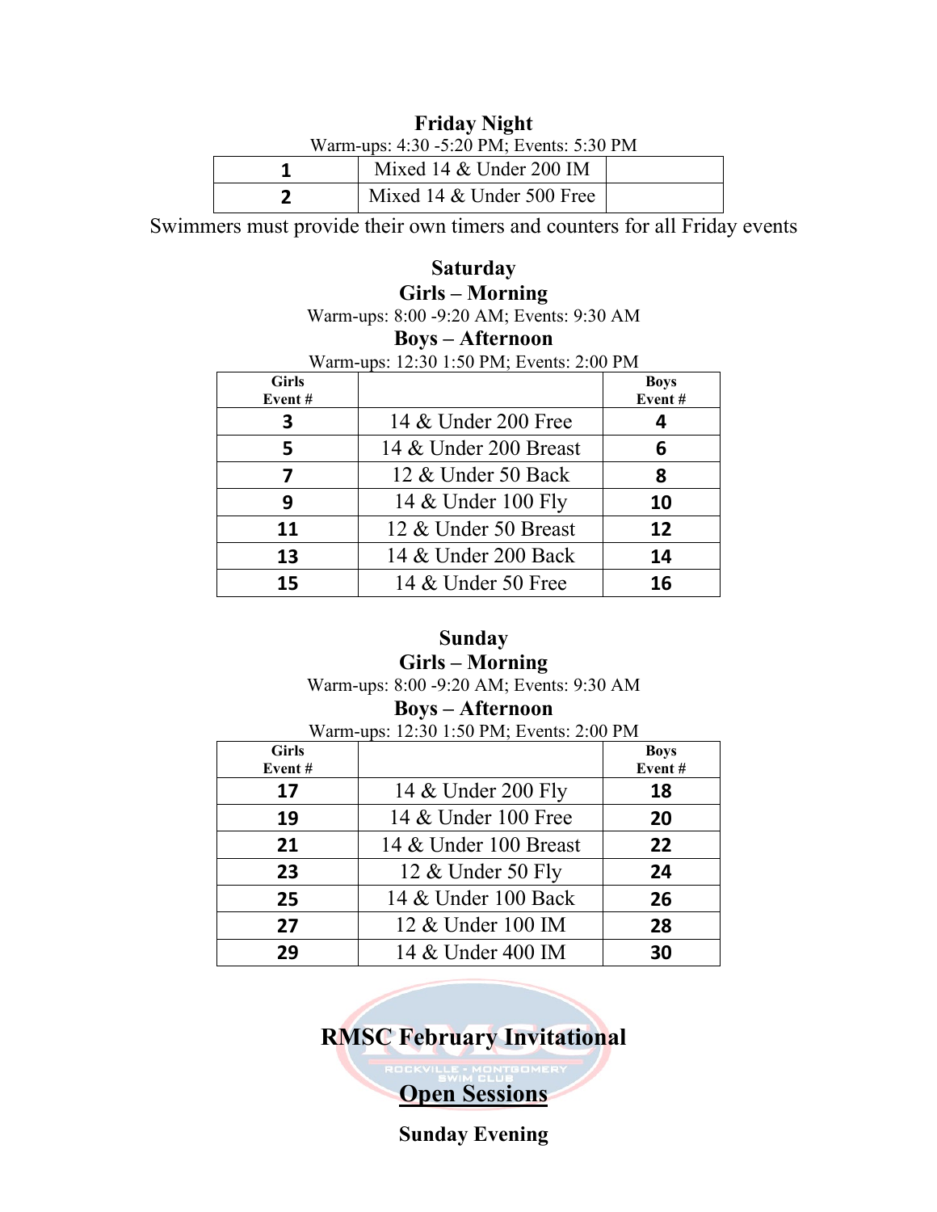**Friday Night**

Warm-ups: 4:30 -5:20 PM; Events: 5:30 PM

| | | |
|---|---|---|
| **1** | Mixed 14 & Under 200 IM | |
| **2** | Mixed 14 & Under 500 Free | |

Swimmers must provide their own timers and counters for all Friday events

**Saturday**

**Girls – Morning**

Warm-ups: 8:00 -9:20 AM; Events: 9:30 AM

**Boys – Afternoon**

Warm-ups: 12:30 1:50 PM; Events: 2:00 PM

| Girls Event # | | Boys Event # |
|---|---|---|
| **3** | 14 & Under 200 Free | **4** |
| **5** | 14 & Under 200 Breast | **6** |
| **7** | 12 & Under 50 Back | **8** |
| **9** | 14 & Under 100 Fly | **10** |
| **11** | 12 & Under 50 Breast | **12** |
| **13** | 14 & Under 200 Back | **14** |
| **15** | 14 & Under 50 Free | **16** |

**Sunday**

**Girls – Morning**

Warm-ups: 8:00 -9:20 AM; Events: 9:30 AM

**Boys – Afternoon**

Warm-ups: 12:30 1:50 PM; Events: 2:00 PM

| Girls Event # | | Boys Event # |
|---|---|---|
| **17** | 14 & Under 200 Fly | **18** |
| **19** | 14 & Under 100 Free | **20** |
| **21** | 14 & Under 100 Breast | **22** |
| **23** | 12 & Under 50 Fly | **24** |
| **25** | 14 & Under 100 Back | **26** |
| **27** | 12 & Under 100 IM | **28** |
| **29** | 14 & Under 400 IM | **30** |

## RMSC February Invitational

## <u>Open Sessions</u>

**Sunday Evening**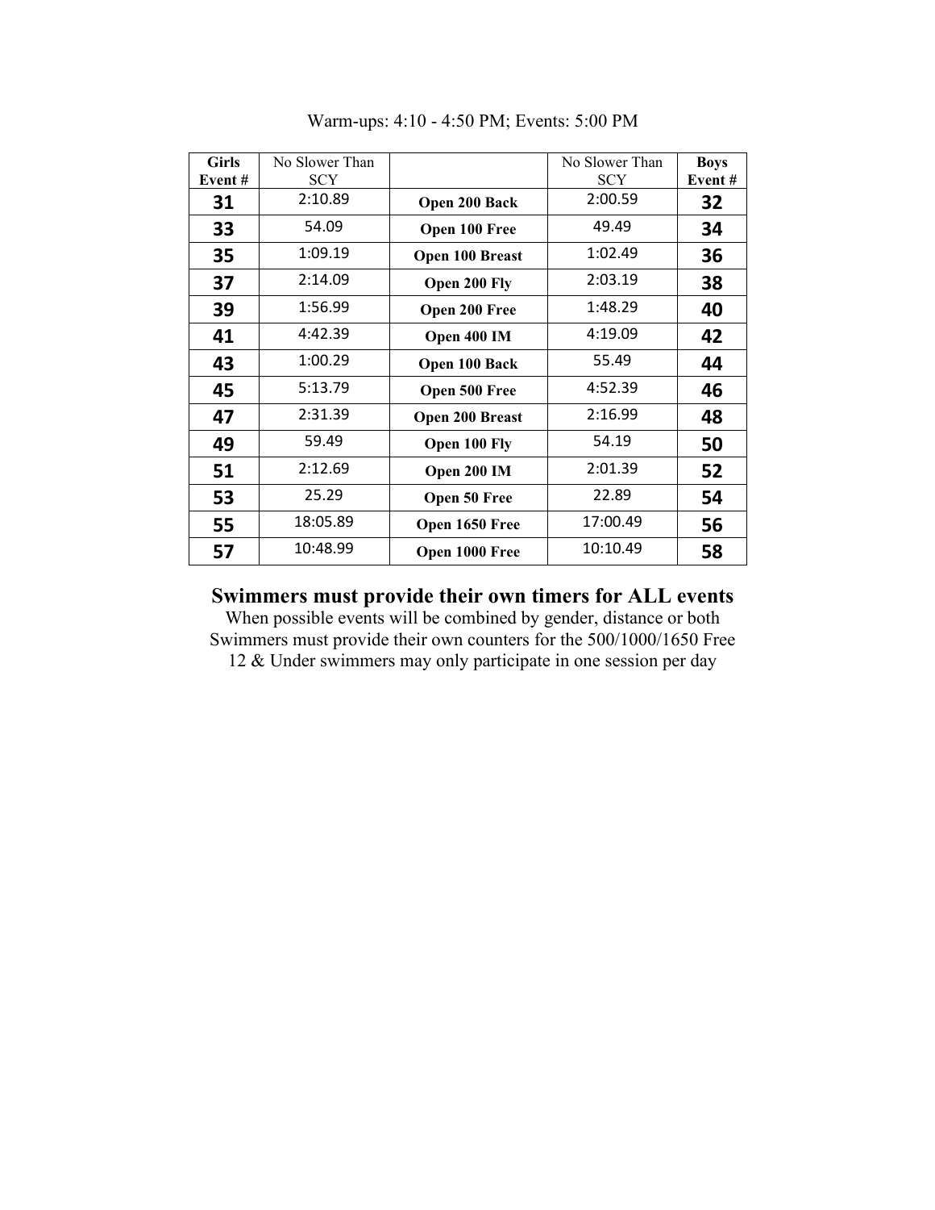Warm-ups: 4:10 - 4:50 PM; Events: 5:00 PM

| Girls Event # | No Slower Than SCY | | No Slower Than SCY | Boys Event # |
|---|---|---|---|---|
| 31 | 2:10.89 | **Open 200 Back** | 2:00.59 | 32 |
| 33 | 54.09 | **Open 100 Free** | 49.49 | 34 |
| 35 | 1:09.19 | **Open 100 Breast** | 1:02.49 | 36 |
| 37 | 2:14.09 | **Open 200 Fly** | 2:03.19 | 38 |
| 39 | 1:56.99 | **Open 200 Free** | 1:48.29 | 40 |
| 41 | 4:42.39 | **Open 400 IM** | 4:19.09 | 42 |
| 43 | 1:00.29 | **Open 100 Back** | 55.49 | 44 |
| 45 | 5:13.79 | **Open 500 Free** | 4:52.39 | 46 |
| 47 | 2:31.39 | **Open 200 Breast** | 2:16.99 | 48 |
| 49 | 59.49 | **Open 100 Fly** | 54.19 | 50 |
| 51 | 2:12.69 | **Open 200 IM** | 2:01.39 | 52 |
| 53 | 25.29 | **Open 50 Free** | 22.89 | 54 |
| 55 | 18:05.89 | **Open 1650 Free** | 17:00.49 | 56 |
| 57 | 10:48.99 | **Open 1000 Free** | 10:10.49 | 58 |

**Swimmers must provide their own timers for ALL events**

When possible events will be combined by gender, distance or both

Swimmers must provide their own counters for the 500/1000/1650 Free

12 & Under swimmers may only participate in one session per day